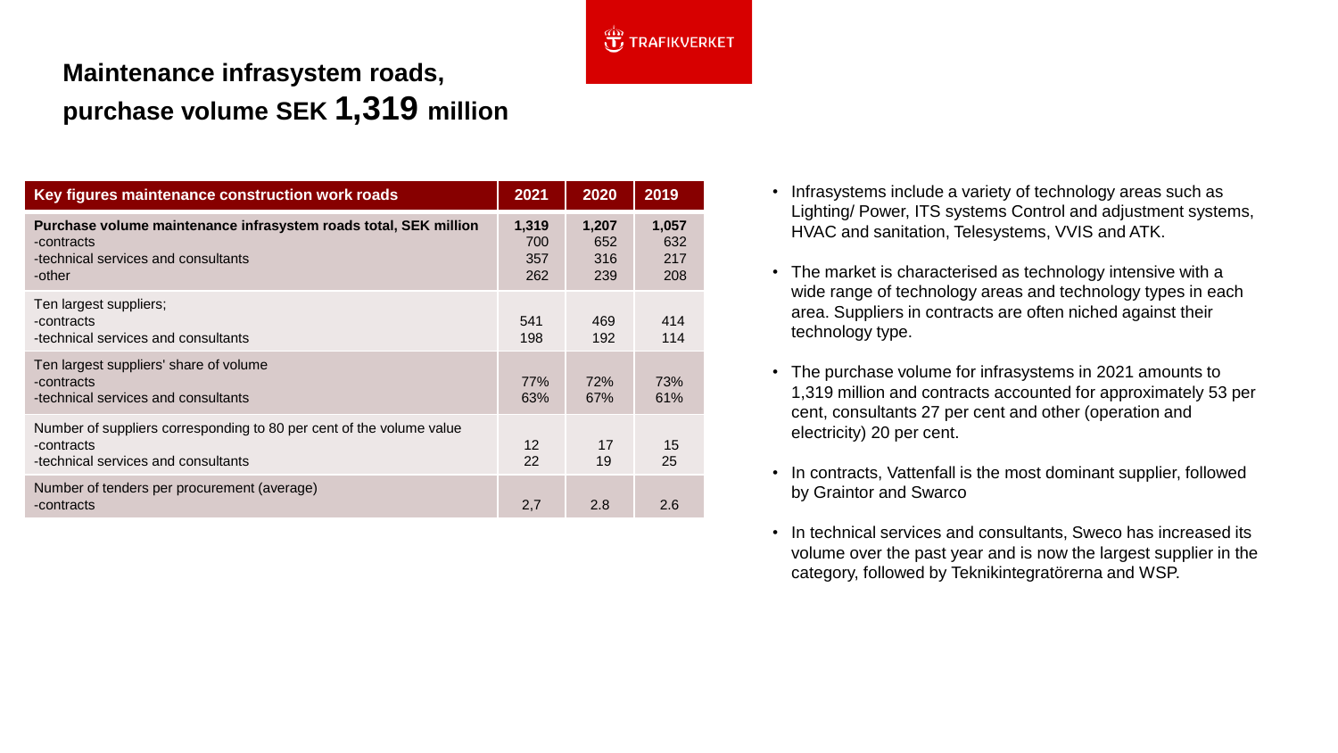# Maintenance infrasystem roads, purchase volume SEK 1,319 million

| Key figures maintenance construction work roads | 2021 | 2020 | 2019 |
|---|---|---|---|
| **Purchase volume maintenance infrasystem roads total, SEK million** | **1,319** | **1,207** | **1,057** |
| -contracts | 700 | 652 | 632 |
| -technical services and consultants | 357 | 316 | 217 |
| -other | 262 | 239 | 208 |
| Ten largest suppliers; | | | |
| -contracts | 541 | 469 | 414 |
| -technical services and consultants | 198 | 192 | 114 |
| Ten largest suppliers' share of volume | | | |
| -contracts | 77% | 72% | 73% |
| -technical services and consultants | 63% | 67% | 61% |
| Number of suppliers corresponding to 80 per cent of the volume value | | | |
| -contracts | 12 | 17 | 15 |
| -technical services and consultants | 22 | 19 | 25 |
| Number of tenders per procurement (average) | | | |
| -contracts | 2,7 | 2.8 | 2.6 |

- Infrasystems include a variety of technology areas such as Lighting/ Power, ITS systems Control and adjustment systems, HVAC and sanitation, Telesystems, VVIS and ATK.
- The market is characterised as technology intensive with a wide range of technology areas and technology types in each area. Suppliers in contracts are often niched against their technology type.
- The purchase volume for infrasystems in 2021 amounts to 1,319 million and contracts accounted for approximately 53 per cent, consultants 27 per cent and other (operation and electricity) 20 per cent.
- In contracts, Vattenfall is the most dominant supplier, followed by Graintor and Swarco
- In technical services and consultants, Sweco has increased its volume over the past year and is now the largest supplier in the category, followed by Teknikintegratörerna and WSP.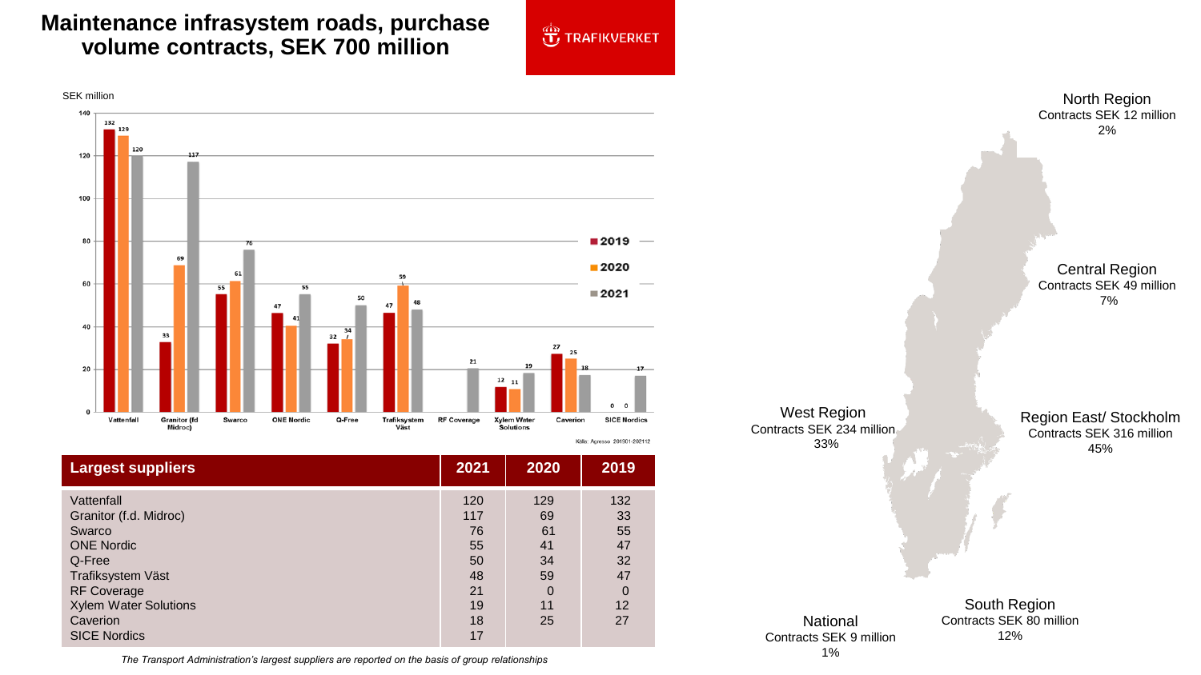# Maintenance infrasystem roads, purchase volume contracts, SEK 700 million

TRAFIKVERKET

SEK million

| Largest suppliers | 2021 | 2020 | 2019 |
| --- | --- | --- | --- |
| Vattenfall | 120 | 129 | 132 |
| Granitor (f.d. Midroc) | 117 | 69 | 33 |
| Swarco | 76 | 61 | 55 |
| ONE Nordic | 55 | 41 | 47 |
| Q-Free | 50 | 34 | 32 |
| Trafiksystem Väst | 48 | 59 | 47 |
| RF Coverage | 21 | 0 | 0 |
| Xylem Water Solutions | 19 | 11 | 12 |
| Caverion | 18 | 25 | 27 |
| SICE Nordics | 17 | | |

Källa: Agresso 201901-202112

*The Transport Administration's largest suppliers are reported on the basis of group relationships*

North Region
Contracts SEK 12 million
2%

Central Region
Contracts SEK 49 million
7%

West Region
Contracts SEK 234 million
33%

Region East/ Stockholm
Contracts SEK 316 million
45%

South Region
Contracts SEK 80 million
12%

National
Contracts SEK 9 million
1%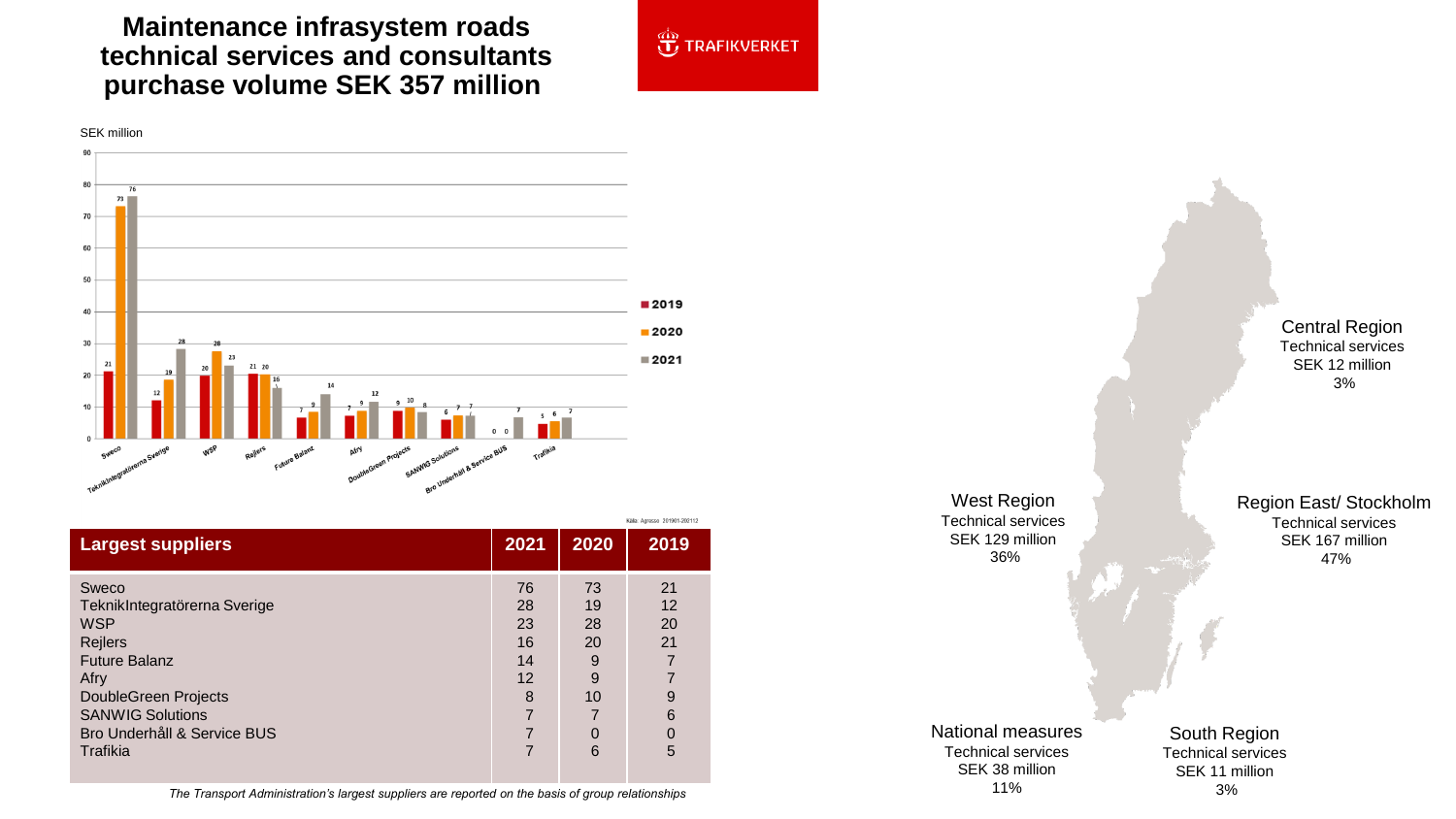# Maintenance infrasystem roads technical services and consultants purchase volume SEK 357 million

TRAFIKVERKET

SEK million

| Supplier | 2019 | 2020 | 2021 |
|---|---|---|---|
| Sweco | 21 | 73 | 76 |
| TeknikIntegratörerna Sverige | 12 | 19 | 28 |
| WSP | 20 | 28 | 23 |
| Rejlers | 21 | 20 | 16 |
| Future Balanz | 7 | 9 | 14 |
| Afry | 7 | 9 | 12 |
| DoubleGreen Projects | 9 | 10 | 8 |
| SANWIG Solutions | 6 | 7 | 7 |
| Bro Underhåll & Service BUS | 0 | 0 | 7 |
| Trafikia | 5 | 6 | 7 |

Källa: Agresso 201901-202112

| Largest suppliers | 2021 | 2020 | 2019 |
|---|---|---|---|
| Sweco | 76 | 73 | 21 |
| TeknikIntegratörerna Sverige | 28 | 19 | 12 |
| WSP | 23 | 28 | 20 |
| Rejlers | 16 | 20 | 21 |
| Future Balanz | 14 | 9 | 7 |
| Afry | 12 | 9 | 7 |
| DoubleGreen Projects | 8 | 10 | 9 |
| SANWIG Solutions | 7 | 7 | 6 |
| Bro Underhåll & Service BUS | 7 | 0 | 0 |
| Trafikia | 7 | 6 | 5 |

*The Transport Administration's largest suppliers are reported on the basis of group relationships*

**Central Region**
Technical services
SEK 12 million
3%

**West Region**
Technical services
SEK 129 million
36%

**Region East/ Stockholm**
Technical services
SEK 167 million
47%

**National measures**
Technical services
SEK 38 million
11%

**South Region**
Technical services
SEK 11 million
3%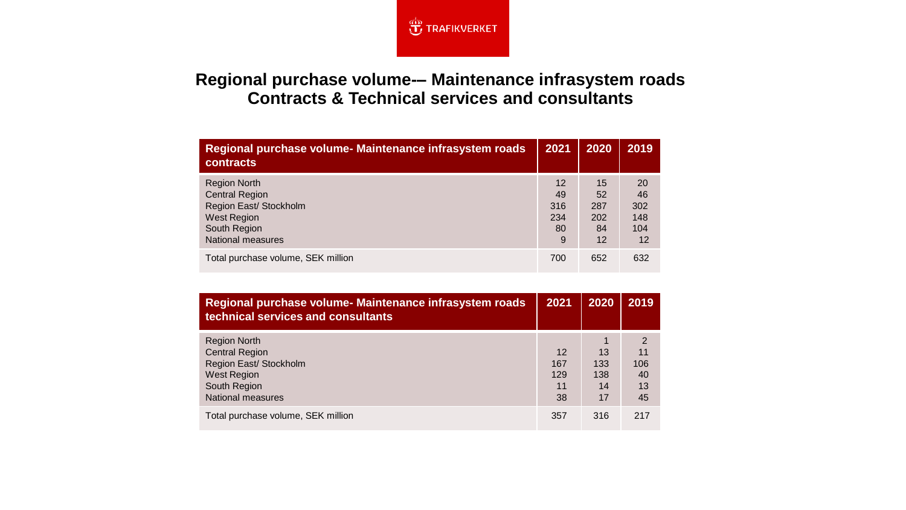# Regional purchase volume-– Maintenance infrasystem roads Contracts & Technical services and consultants

| Regional purchase volume- Maintenance infrasystem roads contracts | 2021 | 2020 | 2019 |
|---|---|---|---|
| Region North | 12 | 15 | 20 |
| Central Region | 49 | 52 | 46 |
| Region East/ Stockholm | 316 | 287 | 302 |
| West Region | 234 | 202 | 148 |
| South Region | 80 | 84 | 104 |
| National measures | 9 | 12 | 12 |
| Total purchase volume, SEK million | 700 | 652 | 632 |

| Regional purchase volume- Maintenance infrasystem roads technical services and consultants | 2021 | 2020 | 2019 |
|---|---|---|---|
| Region North | | 1 | 2 |
| Central Region | 12 | 13 | 11 |
| Region East/ Stockholm | 167 | 133 | 106 |
| West Region | 129 | 138 | 40 |
| South Region | 11 | 14 | 13 |
| National measures | 38 | 17 | 45 |
| Total purchase volume, SEK million | 357 | 316 | 217 |